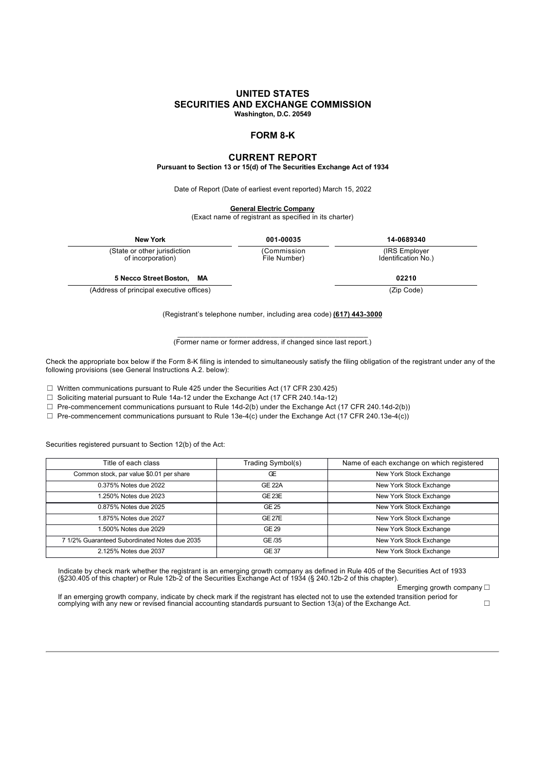# UNITED STATES
# SECURITIES AND EXCHANGE COMMISSION
**Washington, D.C. 20549**

## FORM 8-K

## CURRENT REPORT
**Pursuant to Section 13 or 15(d) of The Securities Exchange Act of 1934**

Date of Report (Date of earliest event reported) March 15, 2022

**General Electric Company**
(Exact name of registrant as specified in its charter)

| New York | 001-00035 | 14-0689340 |
|---|---|---|
| (State or other jurisdiction of incorporation) | (Commission File Number) | (IRS Employer Identification No.) |

| 5 Necco Street Boston, MA | 02210 |
|---|---|
| (Address of principal executive offices) | (Zip Code) |

(Registrant's telephone number, including area code) **(617) 443-3000**

_______________________________________________
(Former name or former address, if changed since last report.)

Check the appropriate box below if the Form 8-K filing is intended to simultaneously satisfy the filing obligation of the registrant under any of the following provisions (see General Instructions A.2. below):

☐ Written communications pursuant to Rule 425 under the Securities Act (17 CFR 230.425)
☐ Soliciting material pursuant to Rule 14a-12 under the Exchange Act (17 CFR 240.14a-12)
☐ Pre-commencement communications pursuant to Rule 14d-2(b) under the Exchange Act (17 CFR 240.14d-2(b))
☐ Pre-commencement communications pursuant to Rule 13e-4(c) under the Exchange Act (17 CFR 240.13e-4(c))

Securities registered pursuant to Section 12(b) of the Act:

| Title of each class | Trading Symbol(s) | Name of each exchange on which registered |
|---|---|---|
| Common stock, par value $0.01 per share | GE | New York Stock Exchange |
| 0.375% Notes due 2022 | GE 22A | New York Stock Exchange |
| 1.250% Notes due 2023 | GE 23E | New York Stock Exchange |
| 0.875% Notes due 2025 | GE 25 | New York Stock Exchange |
| 1.875% Notes due 2027 | GE 27E | New York Stock Exchange |
| 1.500% Notes due 2029 | GE 29 | New York Stock Exchange |
| 7 1/2% Guaranteed Subordinated Notes due 2035 | GE /35 | New York Stock Exchange |
| 2.125% Notes due 2037 | GE 37 | New York Stock Exchange |

Indicate by check mark whether the registrant is an emerging growth company as defined in Rule 405 of the Securities Act of 1933 (§230.405 of this chapter) or Rule 12b-2 of the Securities Exchange Act of 1934 (§ 240.12b-2 of this chapter).

Emerging growth company ☐

If an emerging growth company, indicate by check mark if the registrant has elected not to use the extended transition period for complying with any new or revised financial accounting standards pursuant to Section 13(a) of the Exchange Act. ☐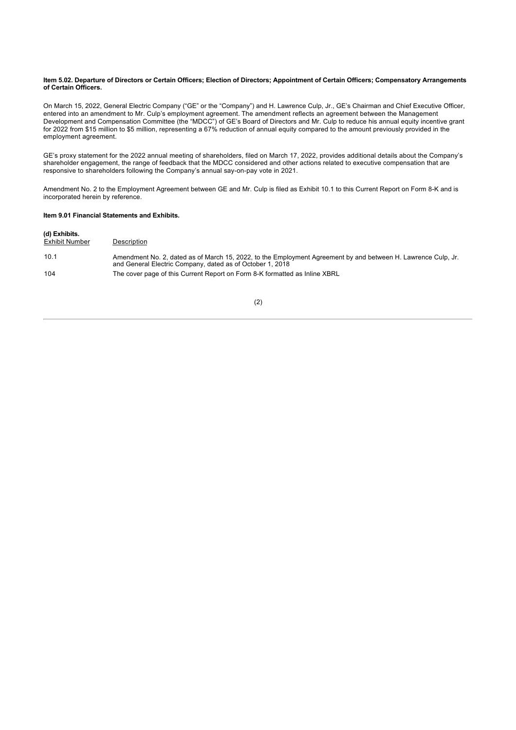**Item 5.02. Departure of Directors or Certain Officers; Election of Directors; Appointment of Certain Officers; Compensatory Arrangements of Certain Officers.**

On March 15, 2022, General Electric Company ("GE" or the "Company") and H. Lawrence Culp, Jr., GE's Chairman and Chief Executive Officer, entered into an amendment to Mr. Culp's employment agreement. The amendment reflects an agreement between the Management Development and Compensation Committee (the "MDCC") of GE's Board of Directors and Mr. Culp to reduce his annual equity incentive grant for 2022 from $15 million to $5 million, representing a 67% reduction of annual equity compared to the amount previously provided in the employment agreement.

GE's proxy statement for the 2022 annual meeting of shareholders, filed on March 17, 2022, provides additional details about the Company's shareholder engagement, the range of feedback that the MDCC considered and other actions related to executive compensation that are responsive to shareholders following the Company's annual say-on-pay vote in 2021.

Amendment No. 2 to the Employment Agreement between GE and Mr. Culp is filed as Exhibit 10.1 to this Current Report on Form 8-K and is incorporated herein by reference.

**Item 9.01 Financial Statements and Exhibits.**

**(d) Exhibits.**

| Exhibit Number | Description |
|---|---|
| 10.1 | Amendment No. 2, dated as of March 15, 2022, to the Employment Agreement by and between H. Lawrence Culp, Jr. and General Electric Company, dated as of October 1, 2018 |
| 104 | The cover page of this Current Report on Form 8-K formatted as Inline XBRL |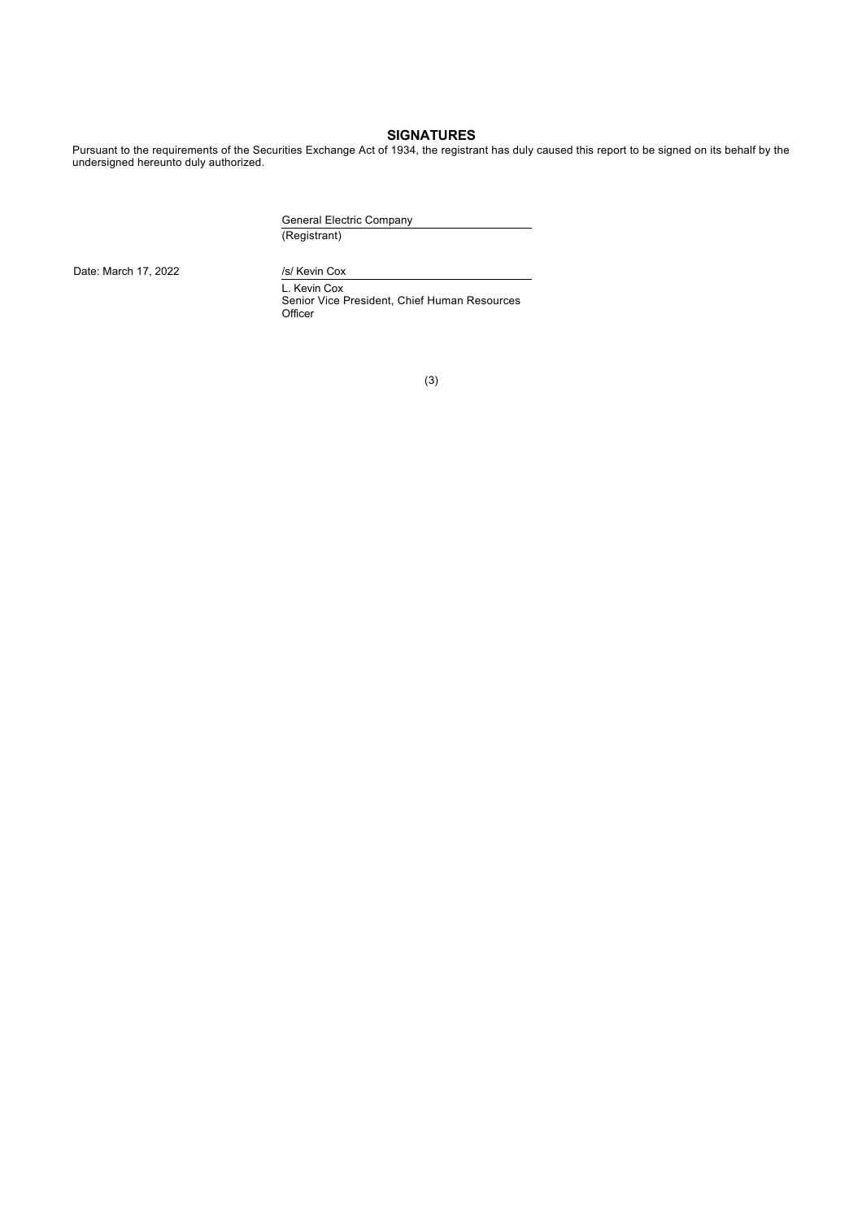## SIGNATURES

Pursuant to the requirements of the Securities Exchange Act of 1934, the registrant has duly caused this report to be signed on its behalf by the undersigned hereunto duly authorized.

General Electric Company
(Registrant)

Date: March 17, 2022

/s/ Kevin Cox

L. Kevin Cox
Senior Vice President, Chief Human Resources Officer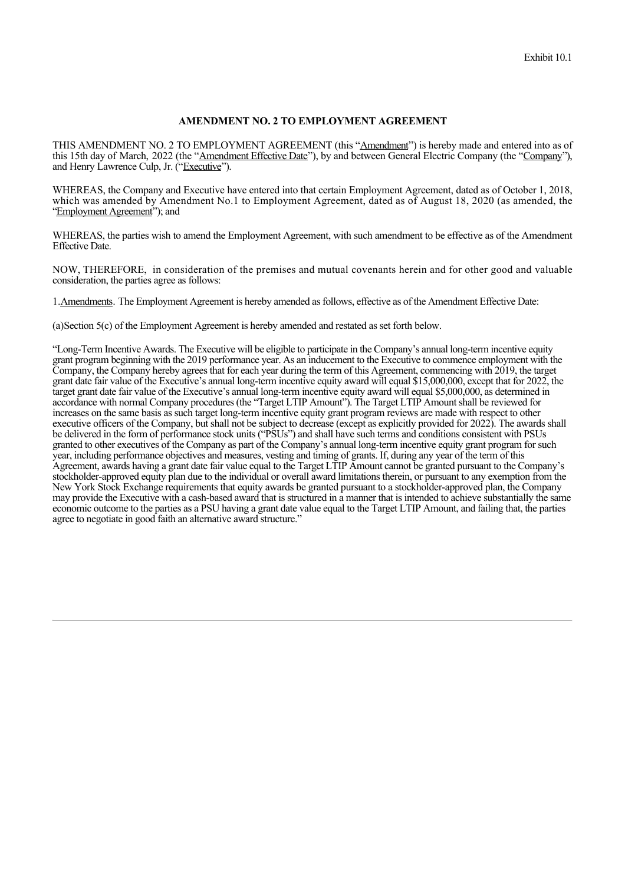Exhibit 10.1

**AMENDMENT NO. 2 TO EMPLOYMENT AGREEMENT**

THIS AMENDMENT NO. 2 TO EMPLOYMENT AGREEMENT (this "Amendment") is hereby made and entered into as of this 15th day of March, 2022 (the "Amendment Effective Date"), by and between General Electric Company (the "Company"), and Henry Lawrence Culp, Jr. ("Executive").

WHEREAS, the Company and Executive have entered into that certain Employment Agreement, dated as of October 1, 2018, which was amended by Amendment No.1 to Employment Agreement, dated as of August 18, 2020 (as amended, the "Employment Agreement"); and

WHEREAS, the parties wish to amend the Employment Agreement, with such amendment to be effective as of the Amendment Effective Date.

NOW, THEREFORE, in consideration of the premises and mutual covenants herein and for other good and valuable consideration, the parties agree as follows:

1.Amendments. The Employment Agreement is hereby amended as follows, effective as of the Amendment Effective Date:

(a)Section 5(c) of the Employment Agreement is hereby amended and restated as set forth below.

"Long-Term Incentive Awards. The Executive will be eligible to participate in the Company's annual long-term incentive equity grant program beginning with the 2019 performance year. As an inducement to the Executive to commence employment with the Company, the Company hereby agrees that for each year during the term of this Agreement, commencing with 2019, the target grant date fair value of the Executive's annual long-term incentive equity award will equal $15,000,000, except that for 2022, the target grant date fair value of the Executive's annual long-term incentive equity award will equal $5,000,000, as determined in accordance with normal Company procedures (the "Target LTIP Amount"). The Target LTIP Amount shall be reviewed for increases on the same basis as such target long-term incentive equity grant program reviews are made with respect to other executive officers of the Company, but shall not be subject to decrease (except as explicitly provided for 2022). The awards shall be delivered in the form of performance stock units ("PSUs") and shall have such terms and conditions consistent with PSUs granted to other executives of the Company as part of the Company's annual long-term incentive equity grant program for such year, including performance objectives and measures, vesting and timing of grants. If, during any year of the term of this Agreement, awards having a grant date fair value equal to the Target LTIP Amount cannot be granted pursuant to the Company's stockholder-approved equity plan due to the individual or overall award limitations therein, or pursuant to any exemption from the New York Stock Exchange requirements that equity awards be granted pursuant to a stockholder-approved plan, the Company may provide the Executive with a cash-based award that is structured in a manner that is intended to achieve substantially the same economic outcome to the parties as a PSU having a grant date value equal to the Target LTIP Amount, and failing that, the parties agree to negotiate in good faith an alternative award structure."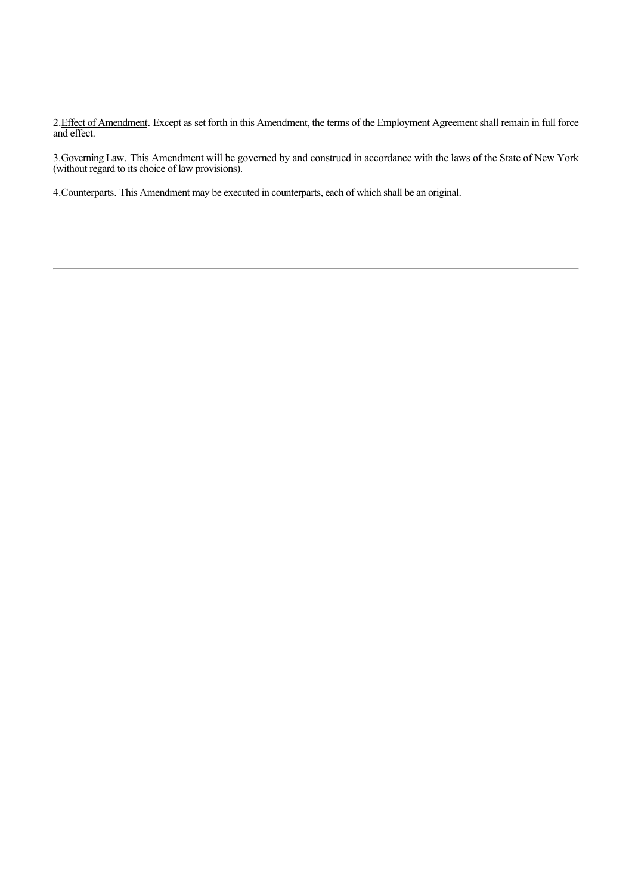2. Effect of Amendment. Except as set forth in this Amendment, the terms of the Employment Agreement shall remain in full force and effect.

3. Governing Law. This Amendment will be governed by and construed in accordance with the laws of the State of New York (without regard to its choice of law provisions).

4. Counterparts. This Amendment may be executed in counterparts, each of which shall be an original.

---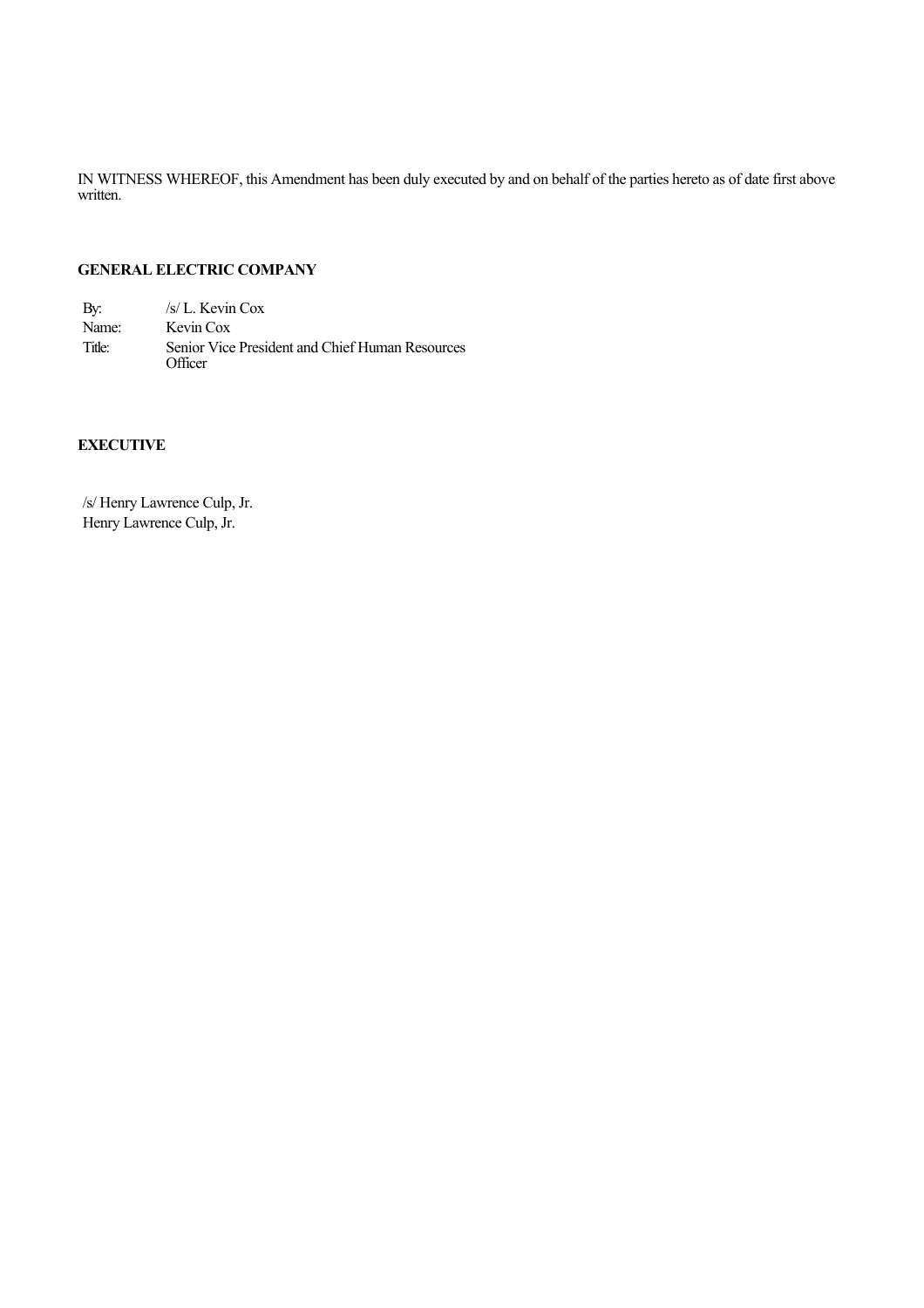IN WITNESS WHEREOF, this Amendment has been duly executed by and on behalf of the parties hereto as of date first above written.

**GENERAL ELECTRIC COMPANY**

| | |
|---|---|
| By: | /s/ L. Kevin Cox |
| Name: | Kevin Cox |
| Title: | Senior Vice President and Chief Human Resources Officer |

**EXECUTIVE**

/s/ Henry Lawrence Culp, Jr.
Henry Lawrence Culp, Jr.